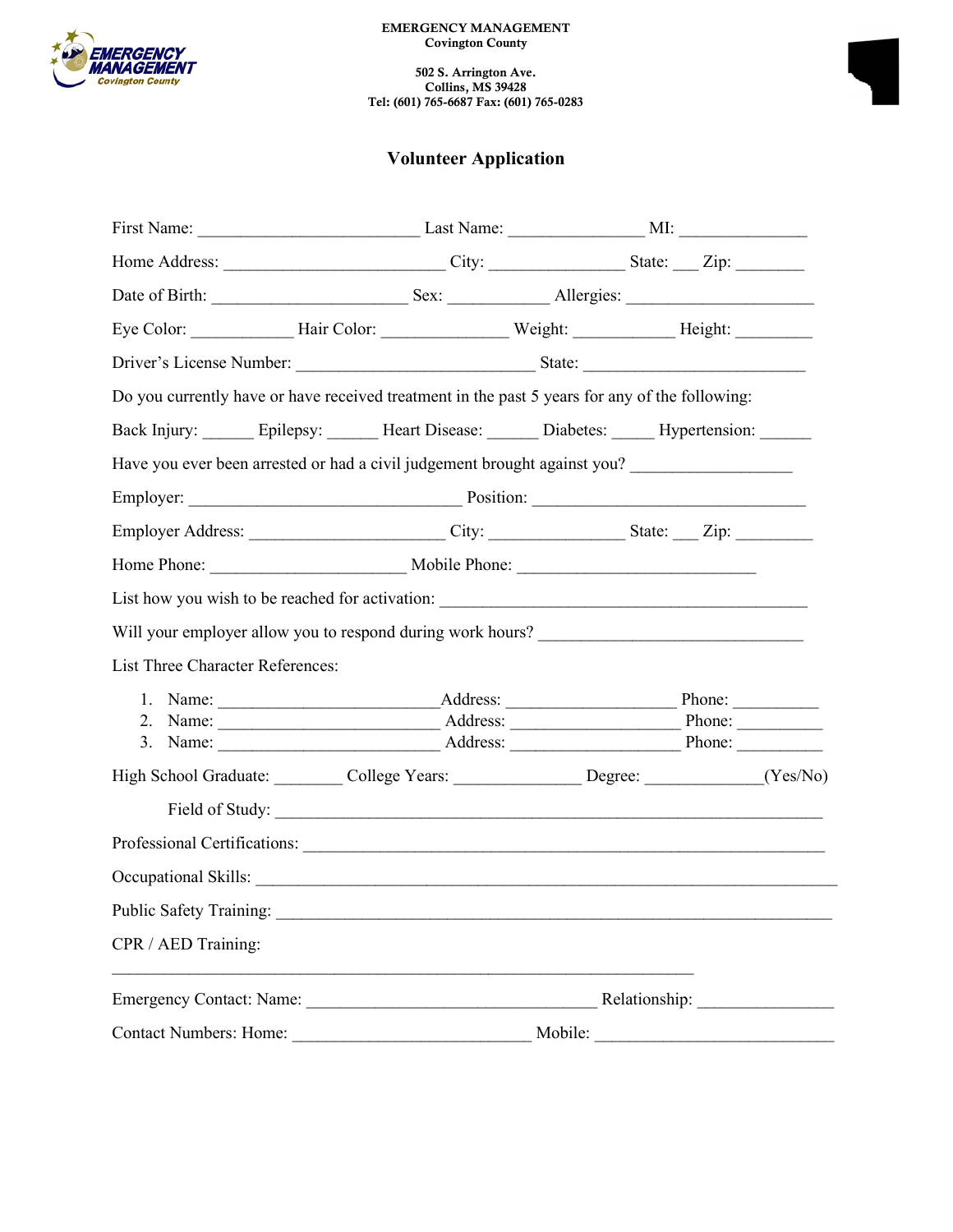**EMERGENCY MANAGEMENT**
**Covington County**

**502 S. Arrington Ave.**
**Collins, MS 39428**
**Tel: (601) 765-6687 Fax: (601) 765-0283**

## Volunteer Application

First Name: ________________________ Last Name: _______________ MI: ______________

Home Address: ________________________ City: _______________ State: ___ Zip: ________

Date of Birth: _____________________ Sex: ___________ Allergies: _____________________

Eye Color: ___________ Hair Color: ______________ Weight: ___________ Height: _________

Driver's License Number: ___________________________ State: _________________________

Do you currently have or have received treatment in the past 5 years for any of the following:

Back Injury: ______ Epilepsy: ______ Heart Disease: ______ Diabetes: _____ Hypertension: ______

Have you ever been arrested or had a civil judgement brought against you? __________________

Employer: _______________________________ Position: _______________________________

Employer Address: ______________________ City: _______________ State: ___ Zip: _________

Home Phone: ______________________ Mobile Phone: ___________________________

List how you wish to be reached for activation: __________________________________________

Will your employer allow you to respond during work hours? ______________________________

List Three Character References:

1. Name: _________________________Address: ___________________ Phone: _________
2. Name: _________________________ Address: ___________________ Phone: _________
3. Name: _________________________ Address: ___________________ Phone: _________

High School Graduate: ________ College Years: ______________ Degree: _____________(Yes/No)

Field of Study: ______________________________________________________________

Professional Certifications: __________________________________________________________

Occupational Skills: _________________________________________________________________

Public Safety Training: _______________________________________________________________

CPR / AED Training:

_________________________________________________________________

Emergency Contact: Name: ________________________________ Relationship: _______________

Contact Numbers: Home: ___________________________ Mobile: ___________________________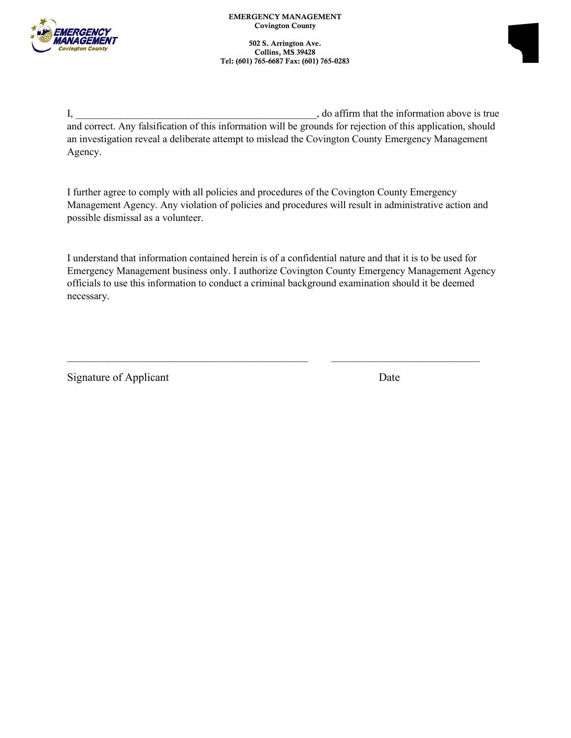**EMERGENCY MANAGEMENT**
**Covington County**

**502 S. Arrington Ave.**
**Collins, MS 39428**
**Tel: (601) 765-6687 Fax: (601) 765-0283**

I, _______________________________________________, do affirm that the information above is true and correct. Any falsification of this information will be grounds for rejection of this application, should an investigation reveal a deliberate attempt to mislead the Covington County Emergency Management Agency.

I further agree to comply with all policies and procedures of the Covington County Emergency Management Agency. Any violation of policies and procedures will result in administrative action and possible dismissal as a volunteer.

I understand that information contained herein is of a confidential nature and that it is to be used for Emergency Management business only. I authorize Covington County Emergency Management Agency officials to use this information to conduct a criminal background examination should it be deemed necessary.

_______________________________________________ _____________________________

Signature of Applicant Date